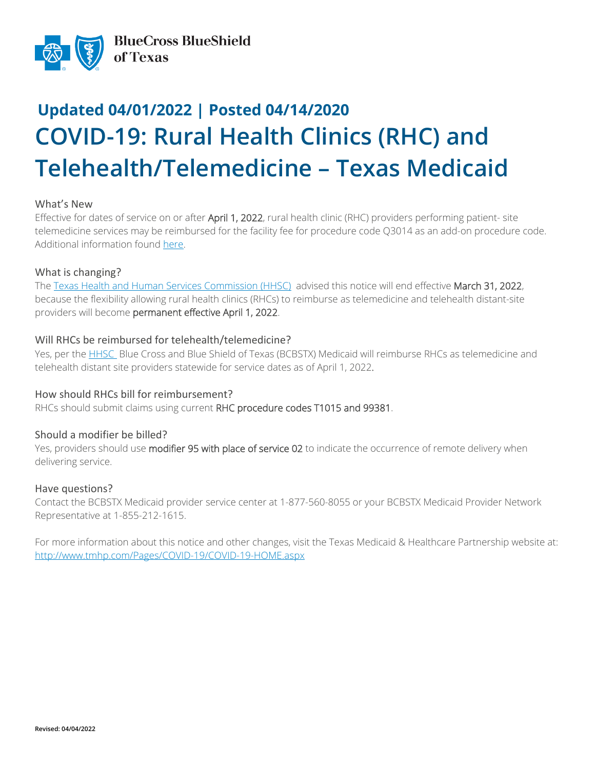BlueCross BlueShield of Texas

## Updated 04/01/2022 | Posted 04/14/2020

# COVID-19: Rural Health Clinics (RHC) and Telehealth/Telemedicine – Texas Medicaid

### What's New

Effective for dates of service on or after **April 1, 2022**, rural health clinic (RHC) providers performing patient- site telemedicine services may be reimbursed for the facility fee for procedure code Q3014 as an add-on procedure code. Additional information found [here](here).

### What is changing?

The [Texas Health and Human Services Commission (HHSC)](Texas Health and Human Services Commission (HHSC)) advised this notice will end effective **March 31, 2022**, because the flexibility allowing rural health clinics (RHCs) to reimburse as telemedicine and telehealth distant-site providers will become **permanent effective April 1, 2022**.

### Will RHCs be reimbursed for telehealth/telemedicine?

Yes, per the [HHSC](HHSC) Blue Cross and Blue Shield of Texas (BCBSTX) Medicaid will reimburse RHCs as telemedicine and telehealth distant site providers statewide for service dates as of April 1, 2022.

### How should RHCs bill for reimbursement?

RHCs should submit claims using current **RHC procedure codes T1015 and 99381**.

### Should a modifier be billed?

Yes, providers should use **modifier 95 with place of service 02** to indicate the occurrence of remote delivery when delivering service.

### Have questions?

Contact the BCBSTX Medicaid provider service center at 1-877-560-8055 or your BCBSTX Medicaid Provider Network Representative at 1-855-212-1615.

For more information about this notice and other changes, visit the Texas Medicaid & Healthcare Partnership website at: [http://www.tmhp.com/Pages/COVID-19/COVID-19-HOME.aspx](http://www.tmhp.com/Pages/COVID-19/COVID-19-HOME.aspx)

**Revised: 04/04/2022**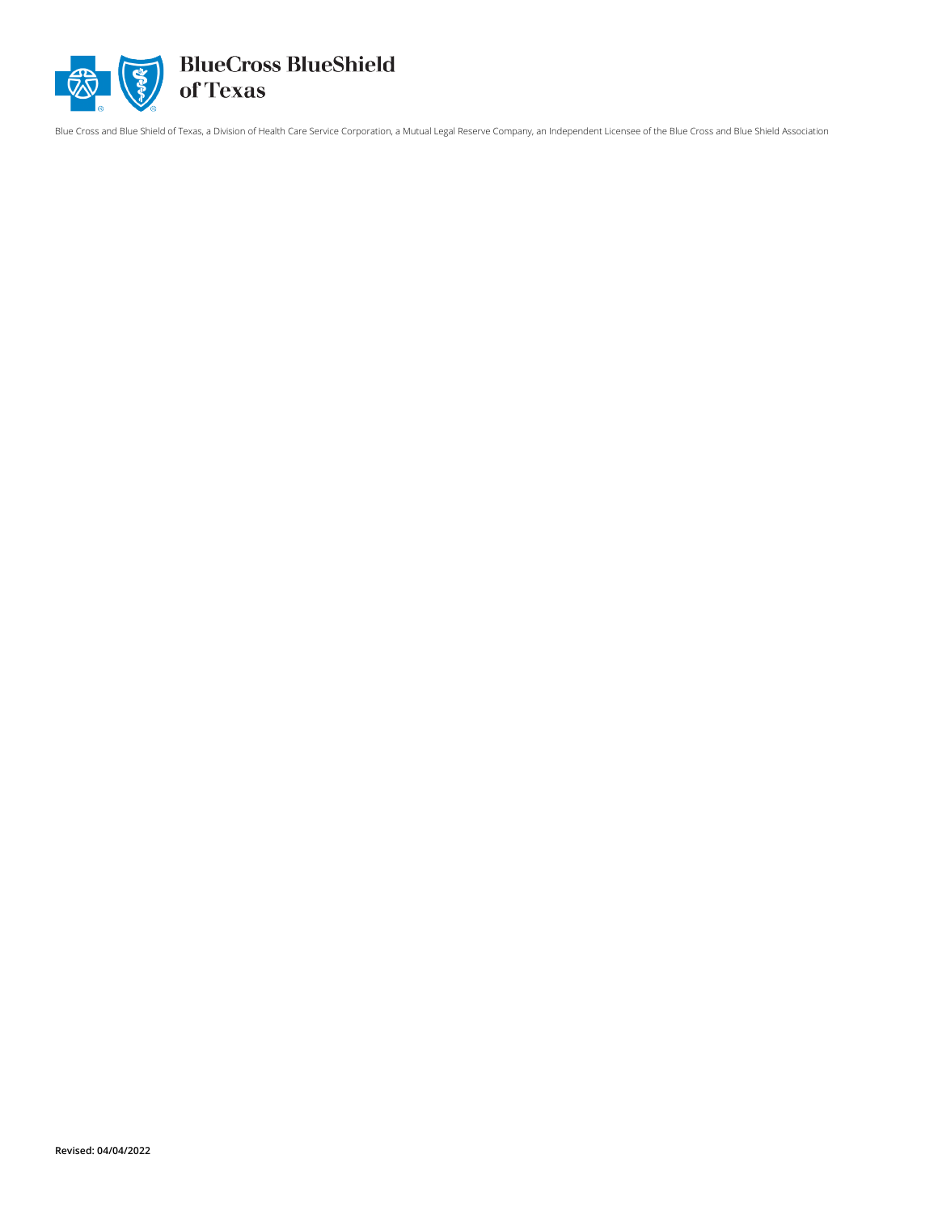BlueCross BlueShield of Texas

Blue Cross and Blue Shield of Texas, a Division of Health Care Service Corporation, a Mutual Legal Reserve Company, an Independent Licensee of the Blue Cross and Blue Shield Association

**Revised: 04/04/2022**